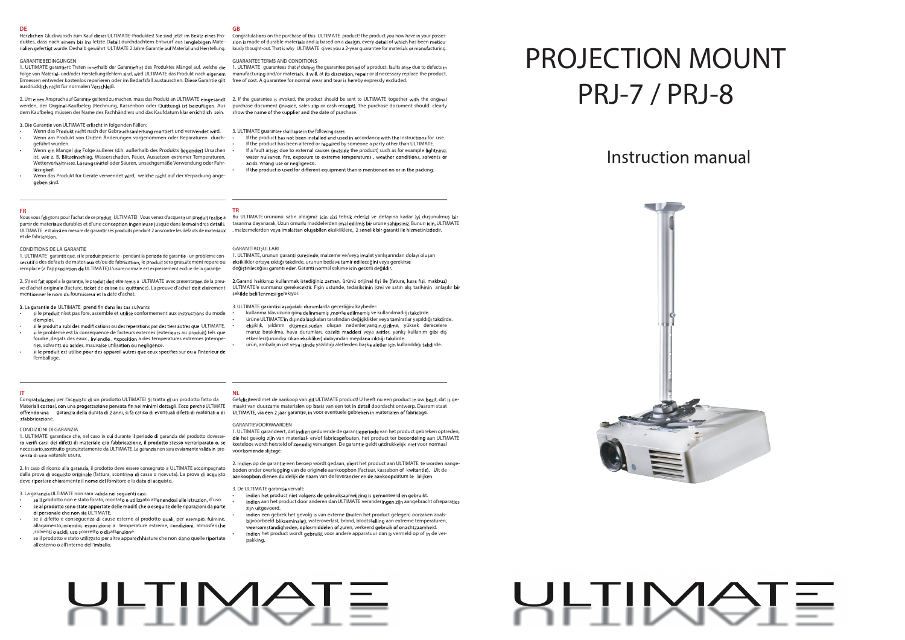## DE

Herzlichen Glückwunsch zum Kauf dieses ULTIMATE-Produktes! Sie sind jetzt im Besitz eines Produktes, dass nach einem bis ins letzte Detail durchdachtem Entwurf aus langlebigen Materialien gefertigt wurde. Deshalb gewährt ULTIMATE 2 Jahre Garantie auf Material und Herstellung.

GARANTIEBEDINGUNGEN

1. ULTIMATE garantiert: Treten innerhalb der Garantiefrist des Produktes Mängel auf, welche die Folge von Material- und/oder Herstellungsfehlern sind, wird ULTIMATE das Produkt nach eigenem Ermessen entweder kostenlos reparieren oder im Bedarfsfall austauschen. Diese Garantie gilt ausdrücklich nicht für normalen Verschleiß.

2. Um einen Anspruch auf Garantie geltend zu machen, muss das Produkt an ULTIMATE eingesandt werden, der Original-Kaufbeleg (Rechnung, Kassenbon oder Quittung) ist beizufügen. Aus dem Kaufbeleg müssen der Name des Fachhändlers und das Kaufdatum klar ersichtlich sein.

3. Die Garantie von ULTIMATE erlischt in folgenden Fällen:

- Wenn das Produkt nicht nach der Gebrauchsanleitung montiert und verwendet wird.
- Wenn am Produkt von Dritten Änderungen vorgenommen oder Reparaturen durchgeführt wurden.
- Wenn ein Mangel die Folge äußerer (d.h. außerhalb des Produkts liegender) Ursachen ist, wie z. B. Blitzeinschlag, Wasserschaden, Feuer, Aussetzen extremer Temperaturen, Wetterverhältnisse, Lösungsmittel oder Säuren, unsachgemäße Verwendung oder Fahrlässigkeit.
- Wenn das Produkt für Geräte verwendet wird, welche nicht auf der Verpackung angegeben sind.

## GB

Congratulations on the purchase of this ULTIMATE product! The product you now have in your possession is made of durable materials and is based on a design, every detail of which has been meticulously thought-out. That is why ULTIMATE gives you a 2-year guarantee for materials or manufacturing.

GUARANTEE TERMS AND CONDITIONS

1. ULTIMATE guarantees that if during the guarantee period of a product, faults arise due to defects in manufacturing and/or materials, it will, at its discretion, repair or if necessary replace the product, free of cost. A guarantee for normal wear and tear is hereby expressly excluded.

2. If the guarantee is invoked, the product should be sent to ULTIMATE together with the original purchase document (invoice, sales slip or cash receipt). The purchase document should clearly show the name of the supplier and the date of purchase.

3. ULTIMATE guarantee shall lapse in the following cases:

- If the product has not been installed and used in accordance with the Instructions for use.
- If the product has been altered or repaired by someone a party other than ULTIMATE.
- If a fault arises due to external causes (outside the product) such as for example lightning, water nuisance, fire, exposure to extreme temperatures , weather conditions, solvents or acids, wrong use or negligence.
- If the product is used for different equipment than is mentioned on or in the packing.

## FR

Nous vous felicitons pour l'achat de ce produit ULTIMATE! Vous venez d'acquerir un produit realise a partir de materiaux durables et d'une conception ingenieuse jusque dans lesmoindres details. ULTIMATE est ainsi en mesure de garantir ses produits pendant 2 anscontre les defauts de materiaux et de fabrication.

CONDITIONS DE LA GARANTIE

1. ULTIMATE garantit que, si le produit presente - pendant la periode de garantie - un probleme consecutif a des defauts de materiaux et/ou de fabrication, le produit sera gratuitement repare ou remplace (a l'appreciation de ULTIMATE).L'usure normale est expressement exclue de la garantie.

2. S'il est fait appel a la garantie, le produit doit etre remis a ULTIMATE avec presentation de la preuve d'achat originale (facture, ticket de caisse ou quittance). La preuve d'achat doit clairement mentionner le nom du fournisseur et la date d'achat.

3. La garantie de ULTIMATE prend fin dans les cas suivants

- si le produit n'est pas fore, assemble et utilise conformement aux instructions du mode d'emploi.
- si le produit a subi des modifi cations ou des reperations par des tiers autres que ULTIMATE.
- si le probleme est la consequence de facteurs externes (exterieurs au produit) tels que foudre ,degats des eaux , incendie , exposition a des temperatures extremes intemperies, solvants ou acides, mauvaise utilisittion ou negligence.
- si le produit est utilise pour des appareil autres que ceux specifies sur ou a l'interieur de l'emballage.

## TR

Bu ULTIMATE ürününü satın aldığınız icin sizi tebrik ederiz! ve detayına kadar iyi duşunulmuş bir tasarıma dayanarak, Uzun omurlu maddelerden imal edilmiş bir urune sahipsiniz. Bunun icin, ULTIMATE , malzemelerden veya imalattan oluşabilen eksikliklere, 2 senelik bir garanti ile hizmetinizdedir.

GARANTI KOŞULLARI

1. ULTIMATE, urunun garanti suresinde, malzeme ve/veya imalat yanlışarından dolayı oluşan eksiklikler ortaya ciktiği takdirde, urunun bedava tamir edileceğini veya gerekirse değiştirileceğini garanti eder. Garanti normal eskime icin gecerli değildir.

2.Garanti hakkınızı kullanmak istediğiniz zaman, ürünü orijinal fişi ile (fatura, kasa fişi, makbuz) ULTIMATE'e sunmaniz gerekecektir. Fişin ustunde, tedarikcinin ismi ve satın alış tarihinin anlaşılır bir şekilde belirlenmesi gerekiyor.

3. ULTIMATE garantisi aşağıdaki durumlarda gecerliğini kaybeder:

- kullanma klavuzuna göre delinmemiş ,monte edilmemiş ve kullanılmadığı takdirde.
- ürüne ULTIMATE'in dışında başkaları tarafından değişiklikler veya tamiratlar yapıldığı takdirde.
- eksiklik, yıldırım düşmesi,sudan oluşan nedenler,yangın,çizilme, yüksek derecelere maruz bırakılma, hava durumları, cozelti maddesi veya asitler, yanlış kullanım gibi dış etkenlerz(urundışı cıkan eksikliker) dolayından meydana ciktiği takdirde.
- ürün, ambalajın üst veya içinde yazıldığı aletlerden başka aletler için kullanıldığı takdirde.

## IT

Congratulazioni per l'acquisto di un prodotto ULTIMATE! Si tratta di un prodotto fatto da Materiali costosi, con una progettazione pensata fin nei minimi dettagli. Ecco perche ULTIMATE offrendo una garanzia della durata di 2 anni, si fa carico di eventuali difetti di materiali o di zfabbricazione.

CONDIZIONI DI GARANZIA

1. ULTIMATE garantisce che, nel caso in cui durante il periodo di garanzia del prodotto dovessero verifi carsi dei difetti di materiale e/o fabbricazione, il prodotto stesso verrariparato o, se necessario,sostituito gratuitatamente da ULTIMATE. La garanzia non sara ovviamente valida in presenza di una naturale usura.

2. In caso di ricorso alla garanzia, il prodotto deve essere consegnato a ULTIMATE accompagnato dalla prova di acquisto originale (fattura, scontrino di cassa o ricevuta). La prova di acquisto deve riportare chiaramente il nome del fornitore e la data di acquisto.

3. La garanzia ULTIMATE non sara valida nei seguenti casi:

- se il prodotto non e stato forato, montato e utilizzato attenendosi alle istruzion, d'uso.
- se al prodotto sono state apportate delle modifi che o eseguite delle riparazioni da parte di personale che non sia ULTIMATE.
- se il difetto e conseguenza di cause esterne al prodotto quali, per esempio, fulmine, allagamento,incendio, esposizione a temperature estreme, condizioni, atmosferiche ,solventi o acidi, uso scorretto o disattenzione.
- se il prodotto e stato utilizzato per altre apparechhiature che non siano quelle riportate all'esterno o all'interno dell'imballo.

## NL

Gefeliciteerd met de aankoop van dit ULTIMATE product! U heeft nu een product in uw bezit, dat is gemaakt van duurzame materialen op basis van een tot in detail doordacht ontwerp. Daarom staat ULTIMATE, via een 2 jaar garantie, in voor eventuele gebreken in materialen of fabricage.

GARANTIEVOORWAARDEN

1. ULTIMATE garandeert, dat indien gedurende de garantieperiode van het product gebreken optreden, die het gevolg zijn van materiaal- en/of fabricagefouten, het product ter beoordeling aan ULTIMATE kosteloos wordt hersteld of zonodig vervangen. De garantie geldt uitdrukkelijk niet voor normaal voorkomende slijtage.

2. Indien op de garantie een beroep wordt gedaan, dient het product aan ULTIMATE te worden aangeboden onder overlegging van de originele aankoopbon (factuur, kassabon of kwitantie). Uit de aankoopbon dienen duidelijk de naam van de leverancier en de aankoopdatum te blijken.

3. De ULTIMATE garantie vervalt:

- indien het product niet volgens de gebruiksaanwijzing is gemonteerd en gebruikt.
- indien aan het product door anderen dan ULTIMATE veranderingen zijn aangebracht ofreparaties zijn uitgevoerd.
- indien een gebrek het gevolg is van externe (buiten het product gelegen) oorzaken zoalsbijvoorbeeld blikseminslag, wateroverlast, brand, blootstelling aan extreme temperaturen, weersomstandigheden, oplosmiddelen of zuren, verkeerd gebruik of onachtzaamheid.
- indien het product wordt gebruikt voor andere apparatuur dan is vermeld op of in de verpakking.

ULTIMATE

# PROJECTION MOUNT PRJ-7 / PRJ-8

## Instruction manual

ULTIMATE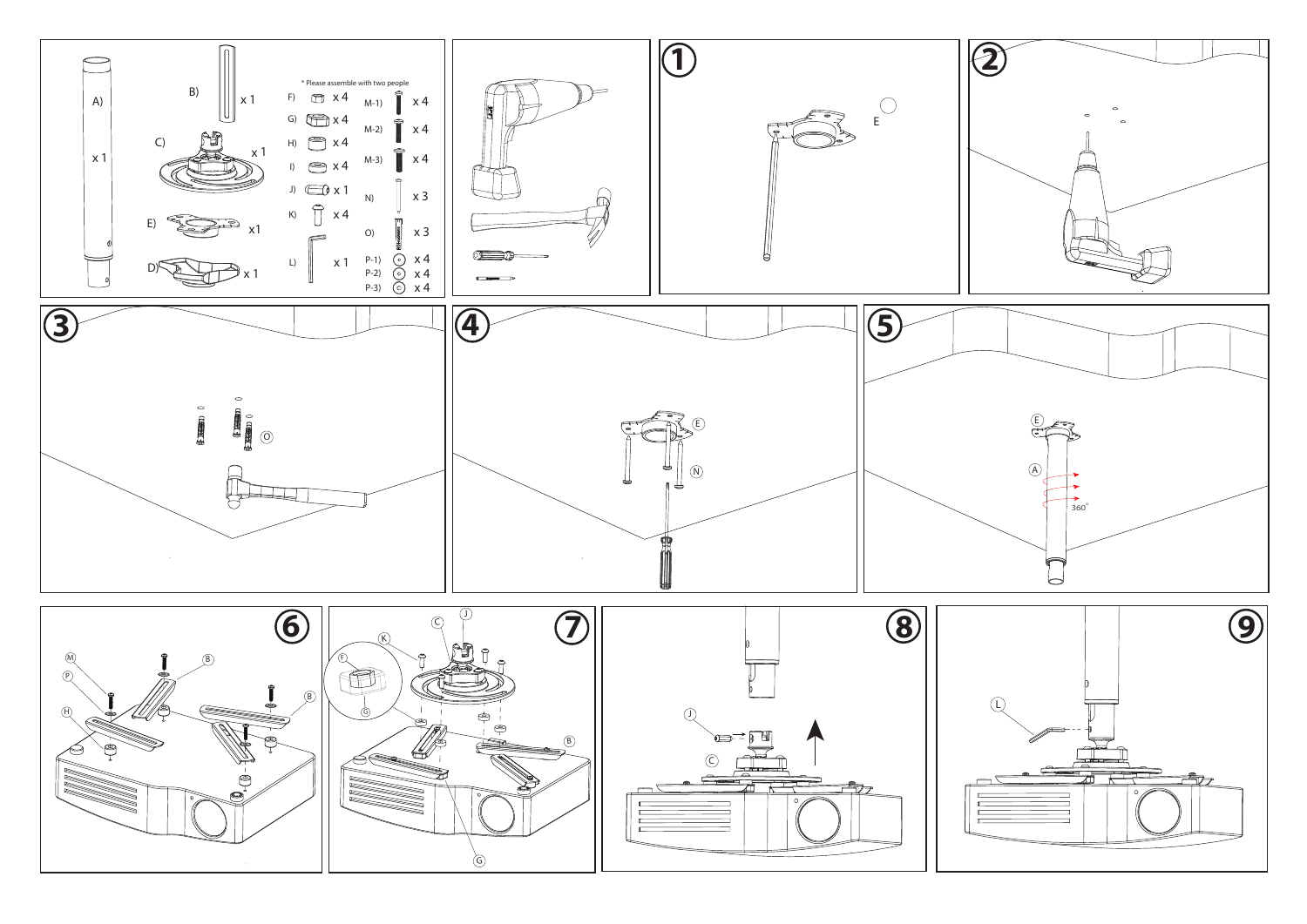A) x 1

B) x 1

C) x 1

D) x 1

E) x1

\* Please assemble with two people

F) x 4

G) x 4

H) x 4

I) x 4

J) x 1

K) x 4

L) x 1

M-1) x 4

M-2) x 4

M-3) x 4

N) x 3

O) x 3

P-1) x 4

P-2) x 4

P-3) x 4

①

E

②

③

O

④

E

N

⑤

E

A

360°

⑥

M

P

H

B

B

⑦

K

C

J

F

G

B

G

⑧

J

C

⑨

L